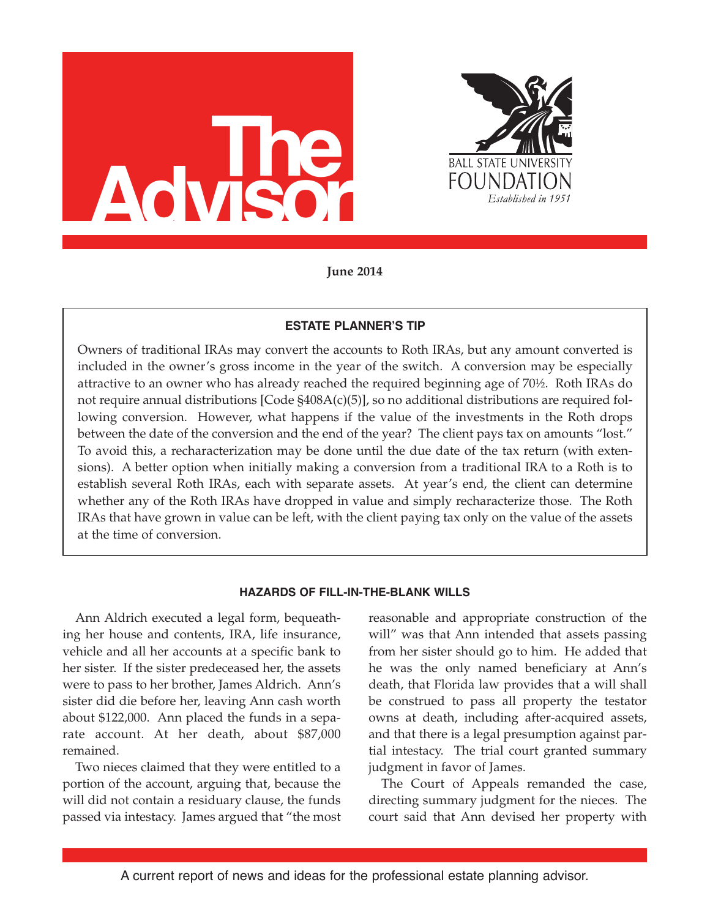# The Advisor

BALL STATE UNIVERSITY
FOUNDATION
*Established in 1951*

**June 2014**

### ESTATE PLANNER'S TIP

Owners of traditional IRAs may convert the accounts to Roth IRAs, but any amount converted is included in the owner's gross income in the year of the switch. A conversion may be especially attractive to an owner who has already reached the required beginning age of 70½. Roth IRAs do not require annual distributions [Code §408A(c)(5)], so no additional distributions are required following conversion. However, what happens if the value of the investments in the Roth drops between the date of the conversion and the end of the year? The client pays tax on amounts "lost." To avoid this, a recharacterization may be done until the due date of the tax return (with extensions). A better option when initially making a conversion from a traditional IRA to a Roth is to establish several Roth IRAs, each with separate assets. At year's end, the client can determine whether any of the Roth IRAs have dropped in value and simply recharacterize those. The Roth IRAs that have grown in value can be left, with the client paying tax only on the value of the assets at the time of conversion.

### HAZARDS OF FILL-IN-THE-BLANK WILLS

Ann Aldrich executed a legal form, bequeathing her house and contents, IRA, life insurance, vehicle and all her accounts at a specific bank to her sister. If the sister predeceased her, the assets were to pass to her brother, James Aldrich. Ann's sister did die before her, leaving Ann cash worth about $122,000. Ann placed the funds in a separate account. At her death, about $87,000 remained.

Two nieces claimed that they were entitled to a portion of the account, arguing that, because the will did not contain a residuary clause, the funds passed via intestacy. James argued that "the most reasonable and appropriate construction of the will" was that Ann intended that assets passing from her sister should go to him. He added that he was the only named beneficiary at Ann's death, that Florida law provides that a will shall be construed to pass all property the testator owns at death, including after-acquired assets, and that there is a legal presumption against partial intestacy. The trial court granted summary judgment in favor of James.

The Court of Appeals remanded the case, directing summary judgment for the nieces. The court said that Ann devised her property with

A current report of news and ideas for the professional estate planning advisor.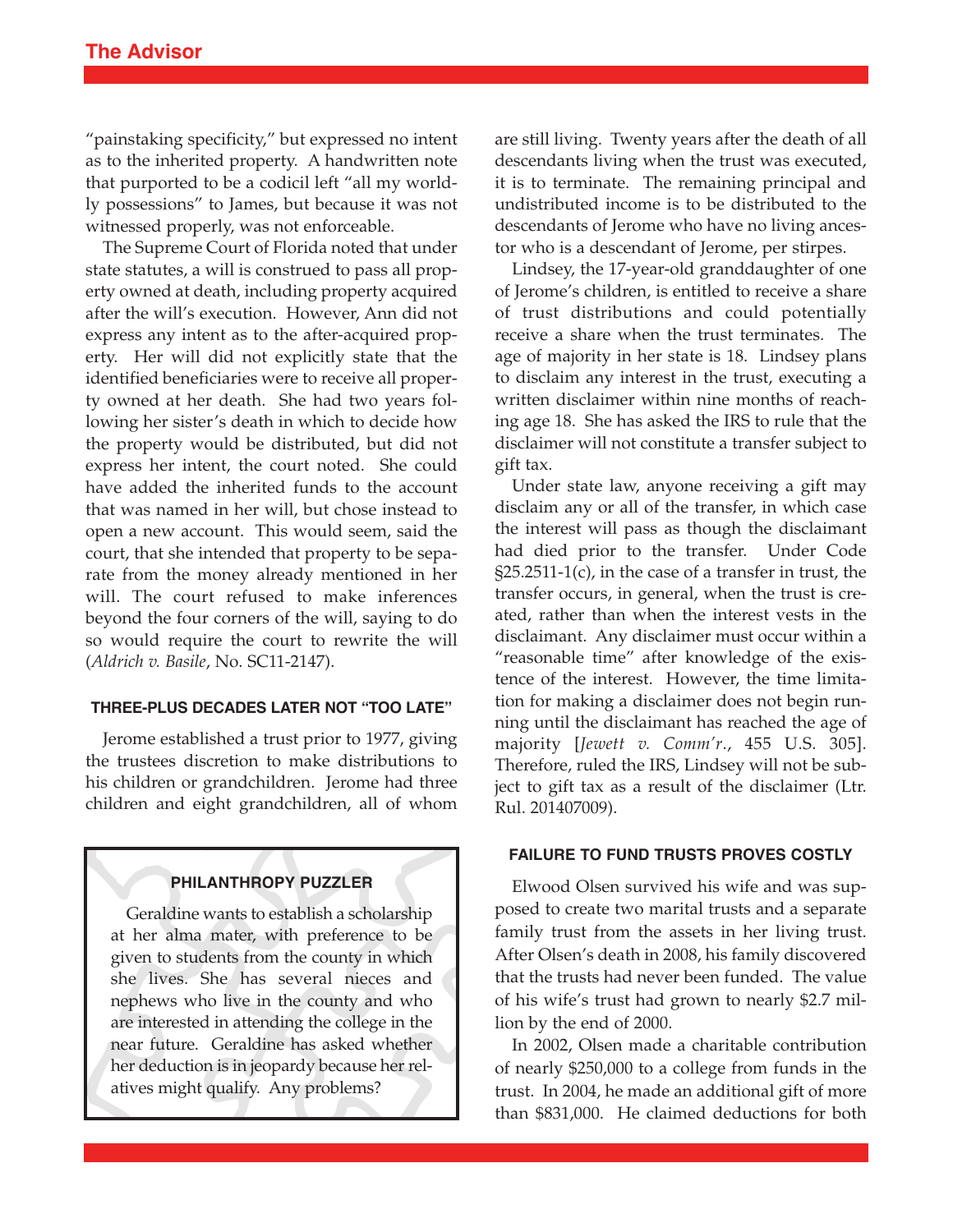"painstaking specificity," but expressed no intent as to the inherited property. A handwritten note that purported to be a codicil left "all my worldly possessions" to James, but because it was not witnessed properly, was not enforceable.

The Supreme Court of Florida noted that under state statutes, a will is construed to pass all property owned at death, including property acquired after the will's execution. However, Ann did not express any intent as to the after-acquired property. Her will did not explicitly state that the identified beneficiaries were to receive all property owned at her death. She had two years following her sister's death in which to decide how the property would be distributed, but did not express her intent, the court noted. She could have added the inherited funds to the account that was named in her will, but chose instead to open a new account. This would seem, said the court, that she intended that property to be separate from the money already mentioned in her will. The court refused to make inferences beyond the four corners of the will, saying to do so would require the court to rewrite the will (*Aldrich v. Basile*, No. SC11-2147).

#### THREE-PLUS DECADES LATER NOT "TOO LATE"

Jerome established a trust prior to 1977, giving the trustees discretion to make distributions to his children or grandchildren. Jerome had three children and eight grandchildren, all of whom are still living. Twenty years after the death of all descendants living when the trust was executed, it is to terminate. The remaining principal and undistributed income is to be distributed to the descendants of Jerome who have no living ancestor who is a descendant of Jerome, per stirpes.

Lindsey, the 17-year-old granddaughter of one of Jerome's children, is entitled to receive a share of trust distributions and could potentially receive a share when the trust terminates. The age of majority in her state is 18. Lindsey plans to disclaim any interest in the trust, executing a written disclaimer within nine months of reaching age 18. She has asked the IRS to rule that the disclaimer will not constitute a transfer subject to gift tax.

Under state law, anyone receiving a gift may disclaim any or all of the transfer, in which case the interest will pass as though the disclaimant had died prior to the transfer. Under Code §25.2511-1(c), in the case of a transfer in trust, the transfer occurs, in general, when the trust is created, rather than when the interest vests in the disclaimant. Any disclaimer must occur within a "reasonable time" after knowledge of the existence of the interest. However, the time limitation for making a disclaimer does not begin running until the disclaimant has reached the age of majority [*Jewett v. Comm'r.*, 455 U.S. 305]. Therefore, ruled the IRS, Lindsey will not be subject to gift tax as a result of the disclaimer (Ltr. Rul. 201407009).

#### FAILURE TO FUND TRUSTS PROVES COSTLY

Elwood Olsen survived his wife and was supposed to create two marital trusts and a separate family trust from the assets in her living trust. After Olsen's death in 2008, his family discovered that the trusts had never been funded. The value of his wife's trust had grown to nearly $2.7 million by the end of 2000.

In 2002, Olsen made a charitable contribution of nearly $250,000 to a college from funds in the trust. In 2004, he made an additional gift of more than $831,000. He claimed deductions for both

> **PHILANTHROPY PUZZLER**
>
> Geraldine wants to establish a scholarship at her alma mater, with preference to be given to students from the county in which she lives. She has several nieces and nephews who live in the county and who are interested in attending the college in the near future. Geraldine has asked whether her deduction is in jeopardy because her relatives might qualify. Any problems?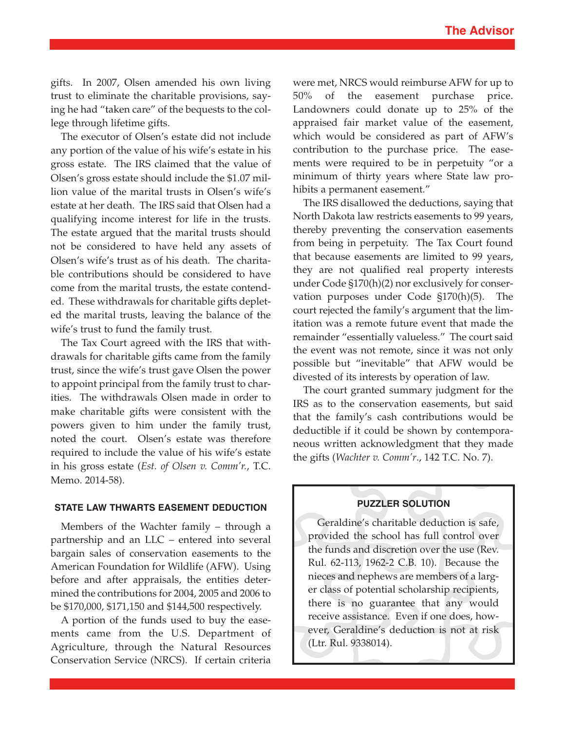gifts. In 2007, Olsen amended his own living trust to eliminate the charitable provisions, saying he had "taken care" of the bequests to the college through lifetime gifts.

The executor of Olsen's estate did not include any portion of the value of his wife's estate in his gross estate. The IRS claimed that the value of Olsen's gross estate should include the $1.07 million value of the marital trusts in Olsen's wife's estate at her death. The IRS said that Olsen had a qualifying income interest for life in the trusts. The estate argued that the marital trusts should not be considered to have held any assets of Olsen's wife's trust as of his death. The charitable contributions should be considered to have come from the marital trusts, the estate contended. These withdrawals for charitable gifts depleted the marital trusts, leaving the balance of the wife's trust to fund the family trust.

The Tax Court agreed with the IRS that withdrawals for charitable gifts came from the family trust, since the wife's trust gave Olsen the power to appoint principal from the family trust to charities. The withdrawals Olsen made in order to make charitable gifts were consistent with the powers given to him under the family trust, noted the court. Olsen's estate was therefore required to include the value of his wife's estate in his gross estate (*Est. of Olsen v. Comm'r.*, T.C. Memo. 2014-58).

### STATE LAW THWARTS EASEMENT DEDUCTION

Members of the Wachter family – through a partnership and an LLC – entered into several bargain sales of conservation easements to the American Foundation for Wildlife (AFW). Using before and after appraisals, the entities determined the contributions for 2004, 2005 and 2006 to be $170,000, $171,150 and $144,500 respectively.

A portion of the funds used to buy the easements came from the U.S. Department of Agriculture, through the Natural Resources Conservation Service (NRCS). If certain criteria were met, NRCS would reimburse AFW for up to 50% of the easement purchase price. Landowners could donate up to 25% of the appraised fair market value of the easement, which would be considered as part of AFW's contribution to the purchase price. The easements were required to be in perpetuity "or a minimum of thirty years where State law prohibits a permanent easement."

The IRS disallowed the deductions, saying that North Dakota law restricts easements to 99 years, thereby preventing the conservation easements from being in perpetuity. The Tax Court found that because easements are limited to 99 years, they are not qualified real property interests under Code §170(h)(2) nor exclusively for conservation purposes under Code §170(h)(5). The court rejected the family's argument that the limitation was a remote future event that made the remainder "essentially valueless." The court said the event was not remote, since it was not only possible but "inevitable" that AFW would be divested of its interests by operation of law.

The court granted summary judgment for the IRS as to the conservation easements, but said that the family's cash contributions would be deductible if it could be shown by contemporaneous written acknowledgment that they made the gifts (*Wachter v. Comm'r*., 142 T.C. No. 7).

### PUZZLER SOLUTION

Geraldine's charitable deduction is safe, provided the school has full control over the funds and discretion over the use (Rev. Rul. 62-113, 1962-2 C.B. 10). Because the nieces and nephews are members of a larger class of potential scholarship recipients, there is no guarantee that any would receive assistance. Even if one does, however, Geraldine's deduction is not at risk (Ltr. Rul. 9338014).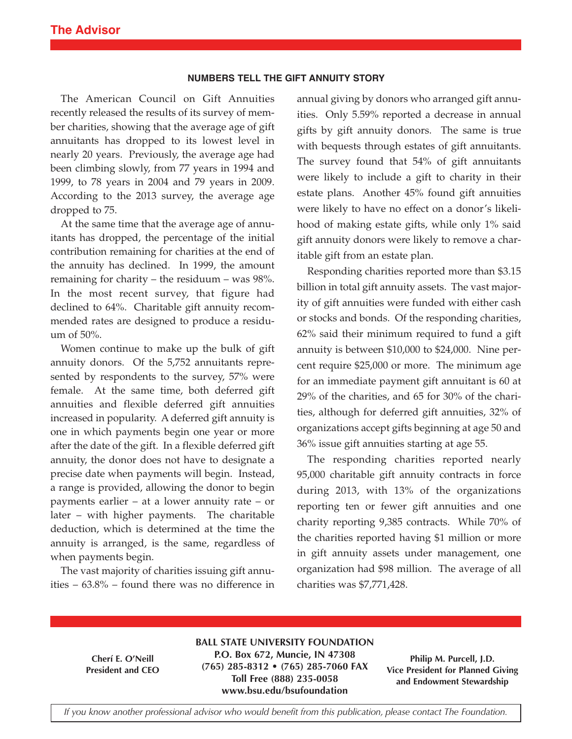## NUMBERS TELL THE GIFT ANNUITY STORY

The American Council on Gift Annuities recently released the results of its survey of member charities, showing that the average age of gift annuitants has dropped to its lowest level in nearly 20 years. Previously, the average age had been climbing slowly, from 77 years in 1994 and 1999, to 78 years in 2004 and 79 years in 2009. According to the 2013 survey, the average age dropped to 75.

At the same time that the average age of annuitants has dropped, the percentage of the initial contribution remaining for charities at the end of the annuity has declined. In 1999, the amount remaining for charity – the residuum – was 98%. In the most recent survey, that figure had declined to 64%. Charitable gift annuity recommended rates are designed to produce a residuum of 50%.

Women continue to make up the bulk of gift annuity donors. Of the 5,752 annuitants represented by respondents to the survey, 57% were female. At the same time, both deferred gift annuities and flexible deferred gift annuities increased in popularity. A deferred gift annuity is one in which payments begin one year or more after the date of the gift. In a flexible deferred gift annuity, the donor does not have to designate a precise date when payments will begin. Instead, a range is provided, allowing the donor to begin payments earlier – at a lower annuity rate – or later – with higher payments. The charitable deduction, which is determined at the time the annuity is arranged, is the same, regardless of when payments begin.

The vast majority of charities issuing gift annuities – 63.8% – found there was no difference in annual giving by donors who arranged gift annuities. Only 5.59% reported a decrease in annual gifts by gift annuity donors. The same is true with bequests through estates of gift annuitants. The survey found that 54% of gift annuitants were likely to include a gift to charity in their estate plans. Another 45% found gift annuities were likely to have no effect on a donor's likelihood of making estate gifts, while only 1% said gift annuity donors were likely to remove a charitable gift from an estate plan.

Responding charities reported more than $3.15 billion in total gift annuity assets. The vast majority of gift annuities were funded with either cash or stocks and bonds. Of the responding charities, 62% said their minimum required to fund a gift annuity is between $10,000 to $24,000. Nine percent require $25,000 or more. The minimum age for an immediate payment gift annuitant is 60 at 29% of the charities, and 65 for 30% of the charities, although for deferred gift annuities, 32% of organizations accept gifts beginning at age 50 and 36% issue gift annuities starting at age 55.

The responding charities reported nearly 95,000 charitable gift annuity contracts in force during 2013, with 13% of the organizations reporting ten or fewer gift annuities and one charity reporting 9,385 contracts. While 70% of the charities reported having $1 million or more in gift annuity assets under management, one organization had $98 million. The average of all charities was $7,771,428.

**Cherí E. O'Neill**
**President and CEO**

**BALL STATE UNIVERSITY FOUNDATION**
**P.O. Box 672, Muncie, IN 47308**
**(765) 285-8312 • (765) 285-7060 FAX**
**Toll Free (888) 235-0058**
**www.bsu.edu/bsufoundation**

**Philip M. Purcell, J.D.**
**Vice President for Planned Giving and Endowment Stewardship**

*If you know another professional advisor who would benefit from this publication, please contact The Foundation.*